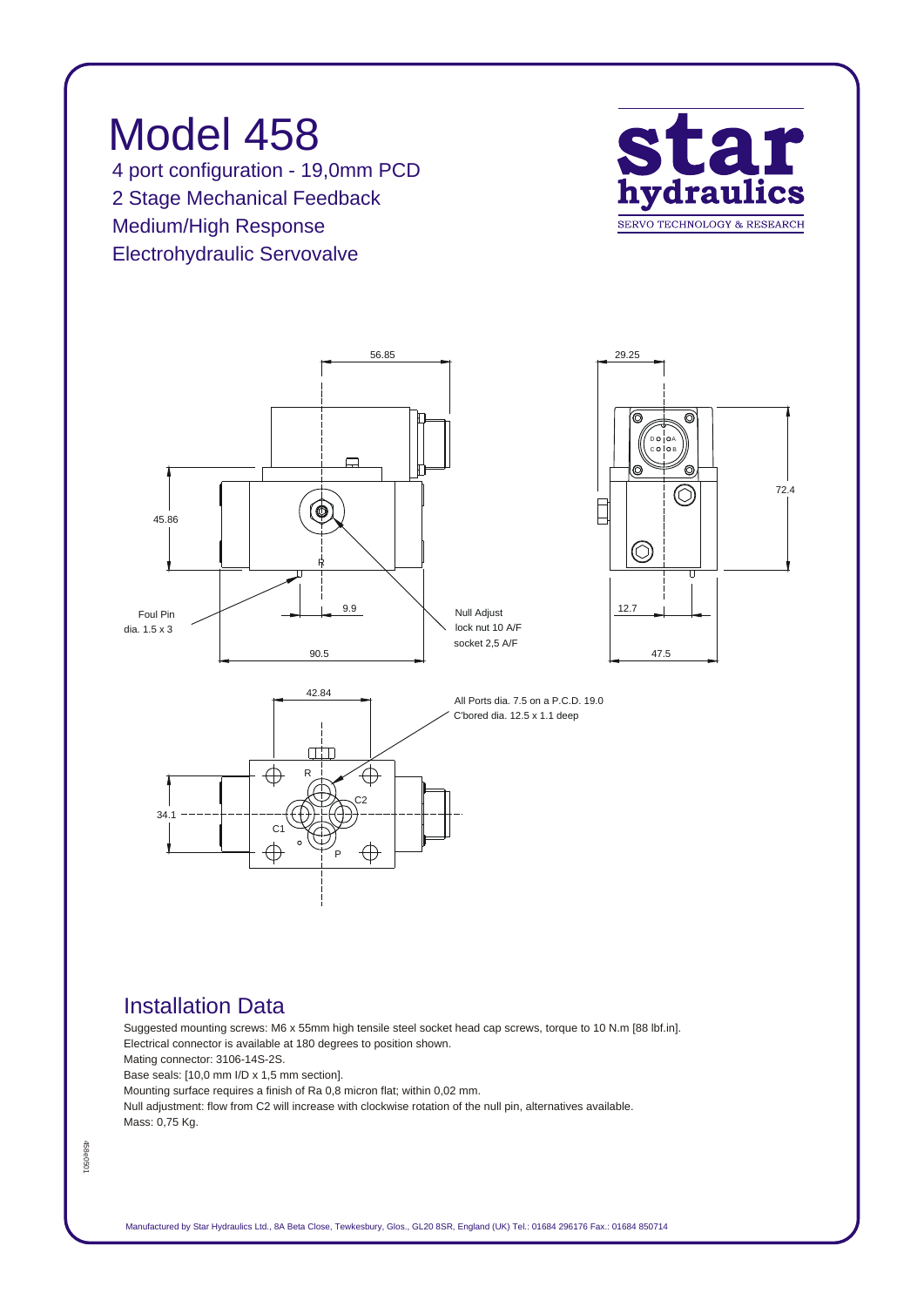# Model 458

4 port configuration - 19,0mm PCD

2 Stage Mechanical Feedback

Medium/High Response

Electrohydraulic Servovalve

**star hydraulics**
SERVO TECHNOLOGY & RESEARCH

56.85

29.25

45.86

72.4

Foul Pin
dia. 1.5 x 3

9.9

Null Adjust
lock nut 10 A/F
socket 2,5 A/F

12.7

90.5

47.5

42.84

All Ports dia. 7.5 on a P.C.D. 19.0
C'bored dia. 12.5 x 1.1 deep

34.1

R C2 C1 P

## Installation Data

Suggested mounting screws: M6 x 55mm high tensile steel socket head cap screws, torque to 10 N.m [88 lbf.in].

Electrical connector is available at 180 degrees to position shown.

Mating connector: 3106-14S-2S.

Base seals: [10,0 mm I/D x 1,5 mm section].

Mounting surface requires a finish of Ra 0,8 micron flat; within 0,02 mm.

Null adjustment: flow from C2 will increase with clockwise rotation of the null pin, alternatives available.

Mass: 0,75 Kg.

458e0501

Manufactured by Star Hydraulics Ltd., 8A Beta Close, Tewkesbury, Glos., GL20 8SR, England (UK) Tel.: 01684 296176 Fax.: 01684 850714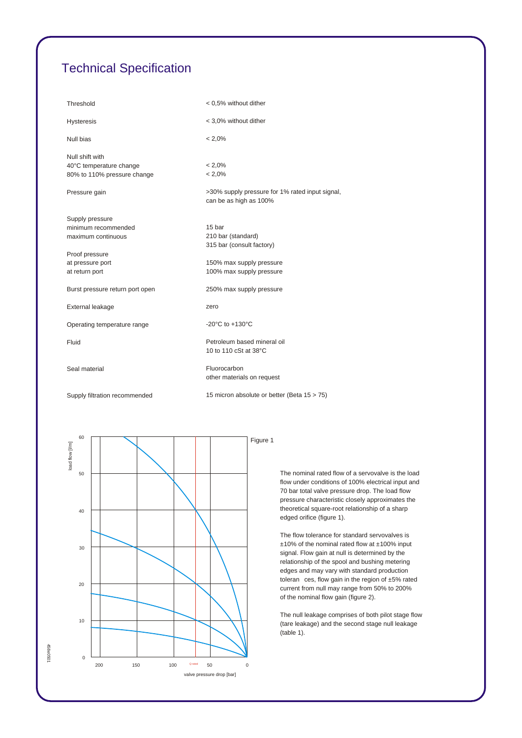# Technical Specification

| | |
|---|---|
| Threshold | < 0,5% without dither |
| Hysteresis | < 3,0% without dither |
| Null bias | < 2,0% |
| Null shift with<br>40°C temperature change<br>80% to 110% pressure change | <br>< 2,0%<br>< 2,0% |
| Pressure gain | >30% supply pressure for 1% rated input signal, can be as high as 100% |
| Supply pressure<br>minimum recommended<br>maximum continuous | <br>15 bar<br>210 bar (standard)<br>315 bar (consult factory) |
| Proof pressure<br>at pressure port<br>at return port | <br>150% max supply pressure<br>100% max supply pressure |
| Burst pressure return port open | 250% max supply pressure |
| External leakage | zero |
| Operating temperature range | -20°C to +130°C |
| Fluid | Petroleum based mineral oil<br>10 to 110 cSt at 38°C |
| Seal material | Fluorocarbon<br>other materials on request |
| Supply filtration recommended | 15 micron absolute or better (Beta 15 > 75) |

Figure 1

The nominal rated flow of a servovalve is the load flow under conditions of 100% electrical input and 70 bar total valve pressure drop. The load flow pressure characteristic closely approximates the theoretical square-root relationship of a sharp edged orifice (figure 1).

The flow tolerance for standard servovalves is ±10% of the nominal rated flow at ±100% input signal. Flow gain at null is determined by the relationship of the spool and bushing metering edges and may vary with standard production tolerances, flow gain in the region of ±5% rated current from null may range from 50% to 200% of the nominal flow gain (figure 2).

The null leakage comprises of both pilot stage flow (tare leakage) and the second stage null leakage (table 1).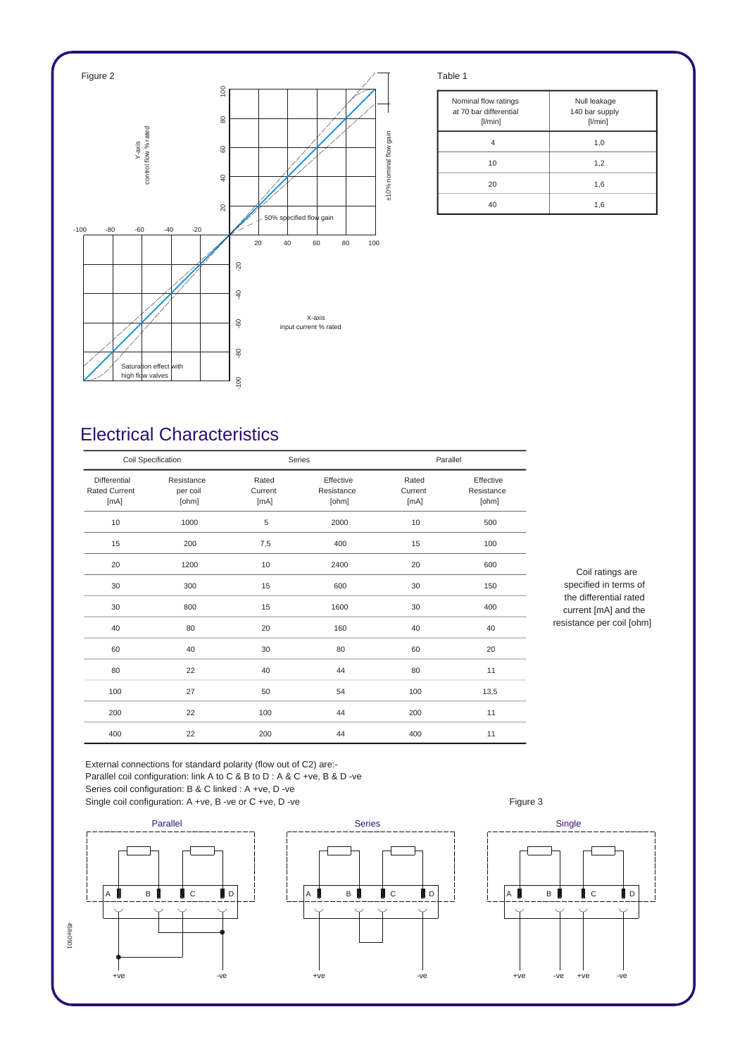Figure 2

Y-axis
control flow % rated

±10% nominal flow gain

50% specified flow gain

X-axis
input current % rated

Saturation effect with high flow valves

Table 1

| Nominal flow ratings at 70 bar differential [l/min] | Null leakage 140 bar supply [l/min] |
|---|---|
| 4 | 1,0 |
| 10 | 1,2 |
| 20 | 1,6 |
| 40 | 1,6 |

# Electrical Characteristics

| Coil Specification | | Series | | Parallel | |
|---|---|---|---|---|---|
| Differential Rated Current [mA] | Resistance per coil [ohm] | Rated Current [mA] | Effective Resistance [ohm] | Rated Current [mA] | Effective Resistance [ohm] |
| 10 | 1000 | 5 | 2000 | 10 | 500 |
| 15 | 200 | 7,5 | 400 | 15 | 100 |
| 20 | 1200 | 10 | 2400 | 20 | 600 |
| 30 | 300 | 15 | 600 | 30 | 150 |
| 30 | 800 | 15 | 1600 | 30 | 400 |
| 40 | 80 | 20 | 160 | 40 | 40 |
| 60 | 40 | 30 | 80 | 60 | 20 |
| 80 | 22 | 40 | 44 | 80 | 11 |
| 100 | 27 | 50 | 54 | 100 | 13,5 |
| 200 | 22 | 100 | 44 | 200 | 11 |
| 400 | 22 | 200 | 44 | 400 | 11 |

Coil ratings are specified in terms of the differential rated current [mA] and the resistance per coil [ohm]

External connections for standard polarity (flow out of C2) are:-
Parallel coil configuration: link A to C & B to D : A & C +ve, B & D -ve
Series coil configuration: B & C linked : A +ve, D -ve
Single coil configuration: A +ve, B -ve or C +ve, D -ve

Figure 3

Parallel — A, B, C, D; +ve, -ve

Series — A, B, C, D; +ve, -ve

Single — A, B, C, D; +ve, -ve, +ve, -ve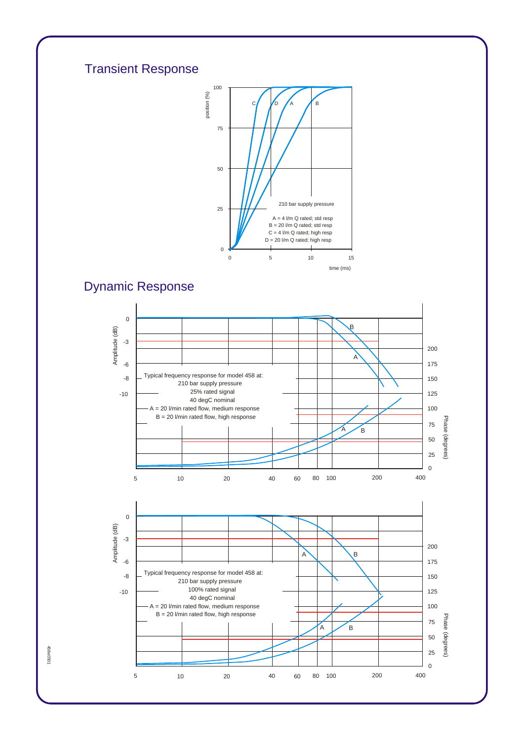## Transient Response

position (%)

100

75

50

25

0

C D A B

210 bar supply pressure

A = 4 l/m Q rated; std resp
B = 20 l/m Q rated; std resp
C = 4 l/m Q rated; high resp
D = 20 l/m Q rated; high resp

0 5 10 15

time (ms)

## Dynamic Response

Amplitude (dB)

0 -3 -6 -8 -10

Typical frequency response for model 458 at:
210 bar supply pressure
25% rated signal
40 degC nominal
A = 20 l/min rated flow, medium response
B = 20 l/min rated flow, high response

Phase (degrees)

200 175 150 125 100 75 50 25 0

5 10 20 40 60 80 100 200 400

Amplitude (dB)

0 -3 -6 -8 -10

Typical frequency response for model 458 at:
210 bar supply pressure
100% rated signal
40 degC nominal
A = 20 l/min rated flow, medium response
B = 20 l/min rated flow, high response

Phase (degrees)

200 175 150 125 100 75 50 25 0

5 10 20 40 60 80 100 200 400

458e0501